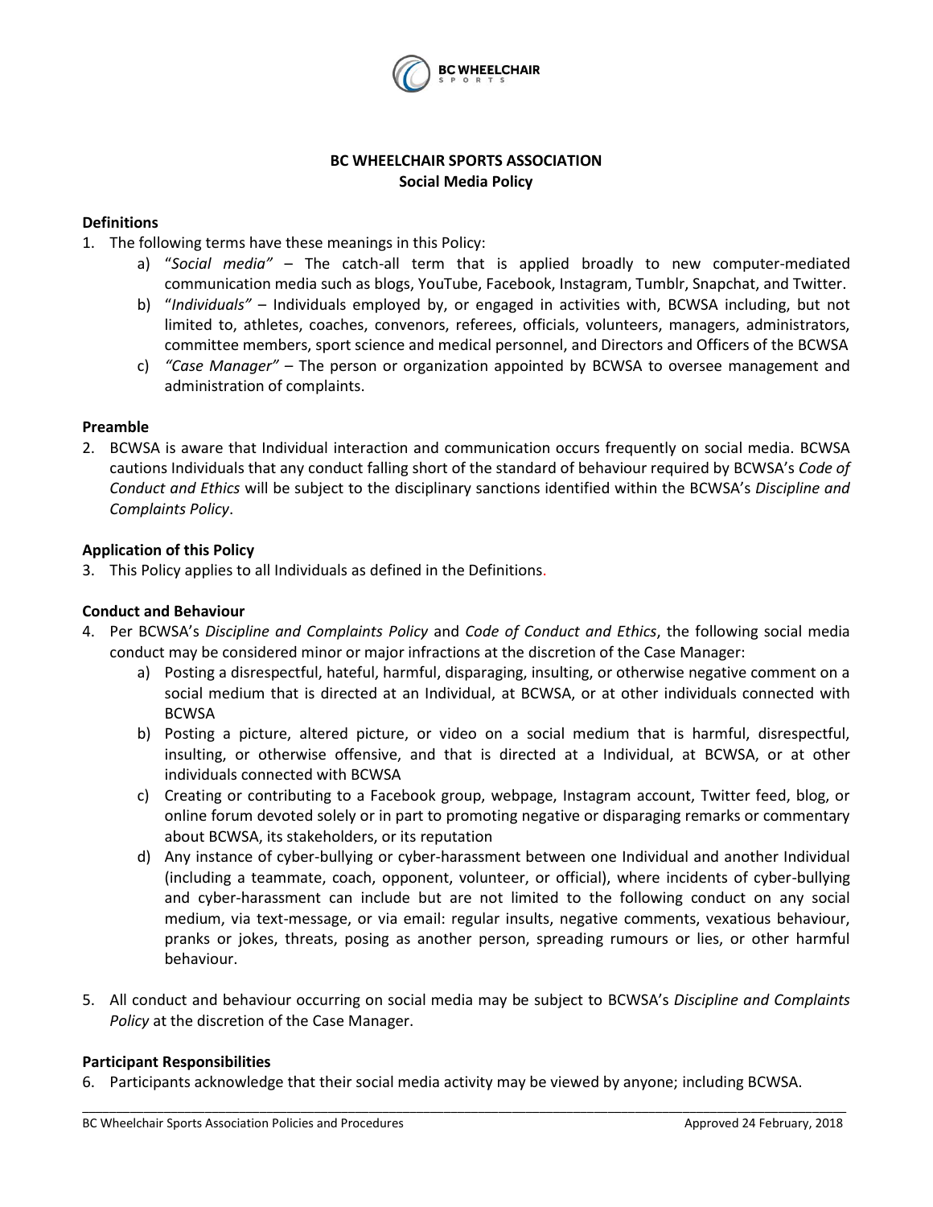# BC WHEELCHAIR SPORTS ASSOCIATION
## Social Media Policy

### Definitions

1. The following terms have these meanings in this Policy:
   a) "*Social media"* – The catch-all term that is applied broadly to new computer-mediated communication media such as blogs, YouTube, Facebook, Instagram, Tumblr, Snapchat, and Twitter.
   b) "*Individuals"* – Individuals employed by, or engaged in activities with, BCWSA including, but not limited to, athletes, coaches, convenors, referees, officials, volunteers, managers, administrators, committee members, sport science and medical personnel, and Directors and Officers of the BCWSA
   c) *"Case Manager"* – The person or organization appointed by BCWSA to oversee management and administration of complaints.

### Preamble

2. BCWSA is aware that Individual interaction and communication occurs frequently on social media. BCWSA cautions Individuals that any conduct falling short of the standard of behaviour required by BCWSA's *Code of Conduct and Ethics* will be subject to the disciplinary sanctions identified within the BCWSA's *Discipline and Complaints Policy*.

### Application of this Policy

3. This Policy applies to all Individuals as defined in the Definitions.

### Conduct and Behaviour

4. Per BCWSA's *Discipline and Complaints Policy* and *Code of Conduct and Ethics*, the following social media conduct may be considered minor or major infractions at the discretion of the Case Manager:
   a) Posting a disrespectful, hateful, harmful, disparaging, insulting, or otherwise negative comment on a social medium that is directed at an Individual, at BCWSA, or at other individuals connected with BCWSA
   b) Posting a picture, altered picture, or video on a social medium that is harmful, disrespectful, insulting, or otherwise offensive, and that is directed at a Individual, at BCWSA, or at other individuals connected with BCWSA
   c) Creating or contributing to a Facebook group, webpage, Instagram account, Twitter feed, blog, or online forum devoted solely or in part to promoting negative or disparaging remarks or commentary about BCWSA, its stakeholders, or its reputation
   d) Any instance of cyber-bullying or cyber-harassment between one Individual and another Individual (including a teammate, coach, opponent, volunteer, or official), where incidents of cyber-bullying and cyber-harassment can include but are not limited to the following conduct on any social medium, via text-message, or via email: regular insults, negative comments, vexatious behaviour, pranks or jokes, threats, posing as another person, spreading rumours or lies, or other harmful behaviour.

5. All conduct and behaviour occurring on social media may be subject to BCWSA's *Discipline and Complaints Policy* at the discretion of the Case Manager.

### Participant Responsibilities

6. Participants acknowledge that their social media activity may be viewed by anyone; including BCWSA.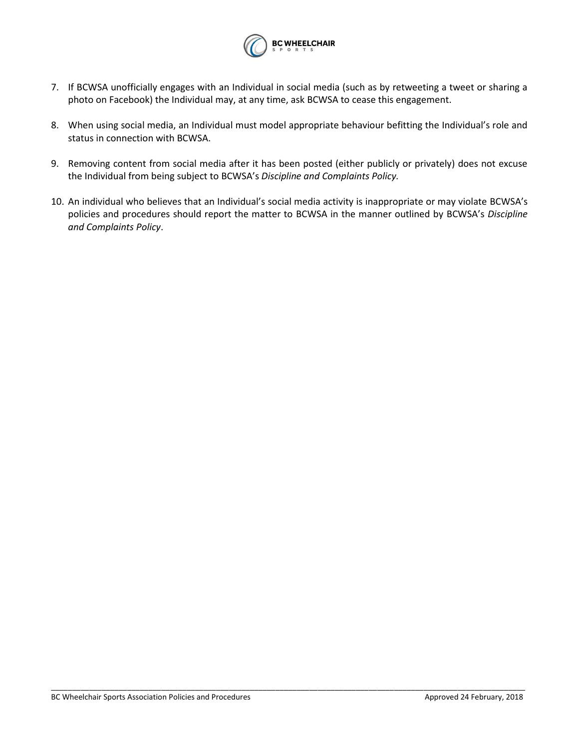7. If BCWSA unofficially engages with an Individual in social media (such as by retweeting a tweet or sharing a photo on Facebook) the Individual may, at any time, ask BCWSA to cease this engagement.

8. When using social media, an Individual must model appropriate behaviour befitting the Individual's role and status in connection with BCWSA.

9. Removing content from social media after it has been posted (either publicly or privately) does not excuse the Individual from being subject to BCWSA's *Discipline and Complaints Policy.*

10. An individual who believes that an Individual's social media activity is inappropriate or may violate BCWSA's policies and procedures should report the matter to BCWSA in the manner outlined by BCWSA's *Discipline and Complaints Policy*.